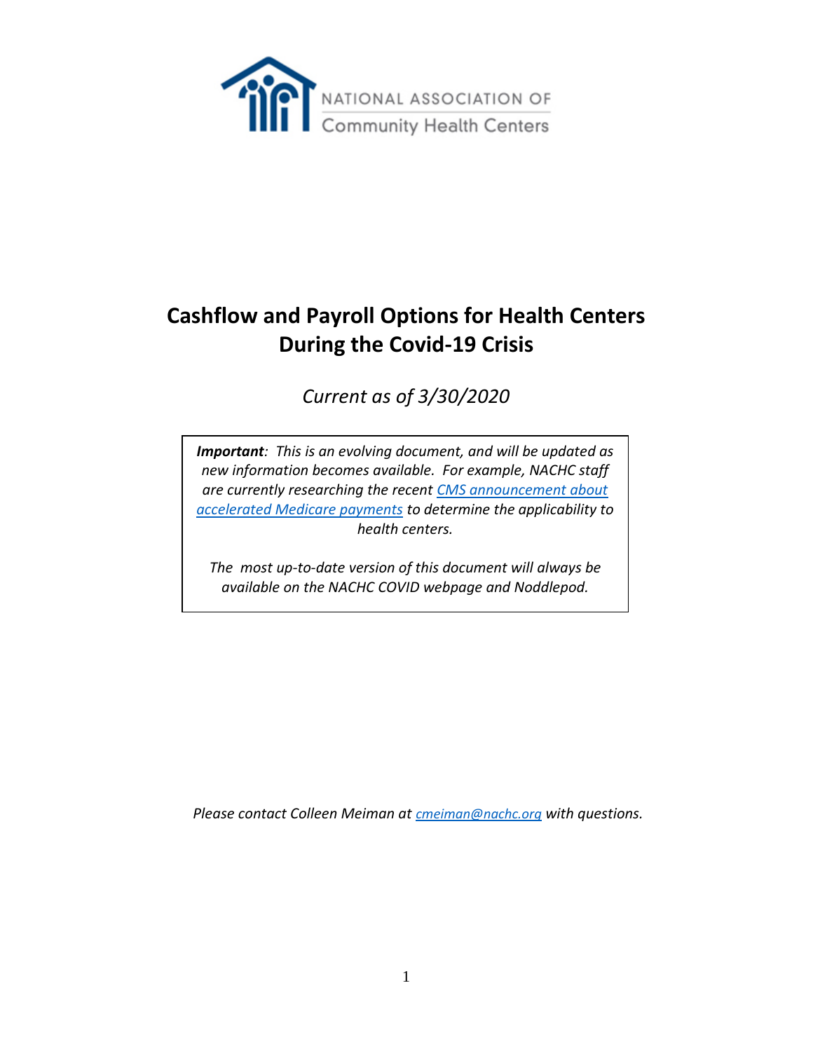NATIONAL ASSOCIATION OF
Community Health Centers

# Cashflow and Payroll Options for Health Centers During the Covid-19 Crisis

*Current as of 3/30/2020*

> ***Important**: This is an evolving document, and will be updated as new information becomes available. For example, NACHC staff are currently researching the recent [CMS announcement about accelerated Medicare payments]() to determine the applicability to health centers.*
>
> *The most up-to-date version of this document will always be available on the NACHC COVID webpage and Noddlepod.*

*Please contact Colleen Meiman at [cmeiman@nachc.org](mailto:cmeiman@nachc.org) with questions.*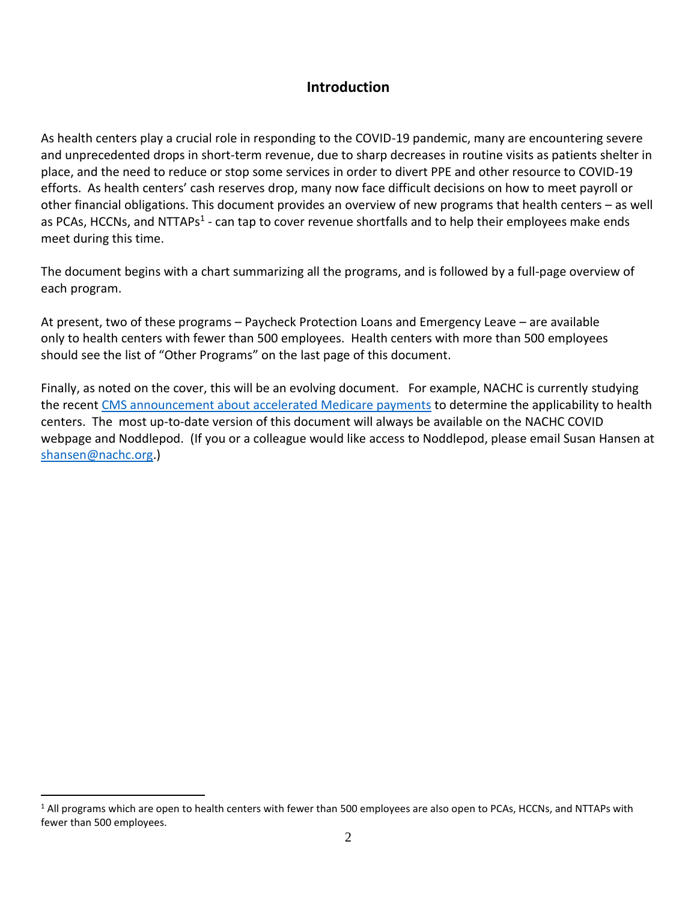## Introduction

As health centers play a crucial role in responding to the COVID-19 pandemic, many are encountering severe and unprecedented drops in short-term revenue, due to sharp decreases in routine visits as patients shelter in place, and the need to reduce or stop some services in order to divert PPE and other resource to COVID-19 efforts. As health centers' cash reserves drop, many now face difficult decisions on how to meet payroll or other financial obligations. This document provides an overview of new programs that health centers – as well as PCAs, HCCNs, and NTTAPs[1] - can tap to cover revenue shortfalls and to help their employees make ends meet during this time.

The document begins with a chart summarizing all the programs, and is followed by a full-page overview of each program.

At present, two of these programs – Paycheck Protection Loans and Emergency Leave – are available only to health centers with fewer than 500 employees. Health centers with more than 500 employees should see the list of "Other Programs" on the last page of this document.

Finally, as noted on the cover, this will be an evolving document. For example, NACHC is currently studying the recent CMS announcement about accelerated Medicare payments to determine the applicability to health centers. The most up-to-date version of this document will always be available on the NACHC COVID webpage and Noddlepod. (If you or a colleague would like access to Noddlepod, please email Susan Hansen at shansen@nachc.org.)

[1] All programs which are open to health centers with fewer than 500 employees are also open to PCAs, HCCNs, and NTTAPs with fewer than 500 employees.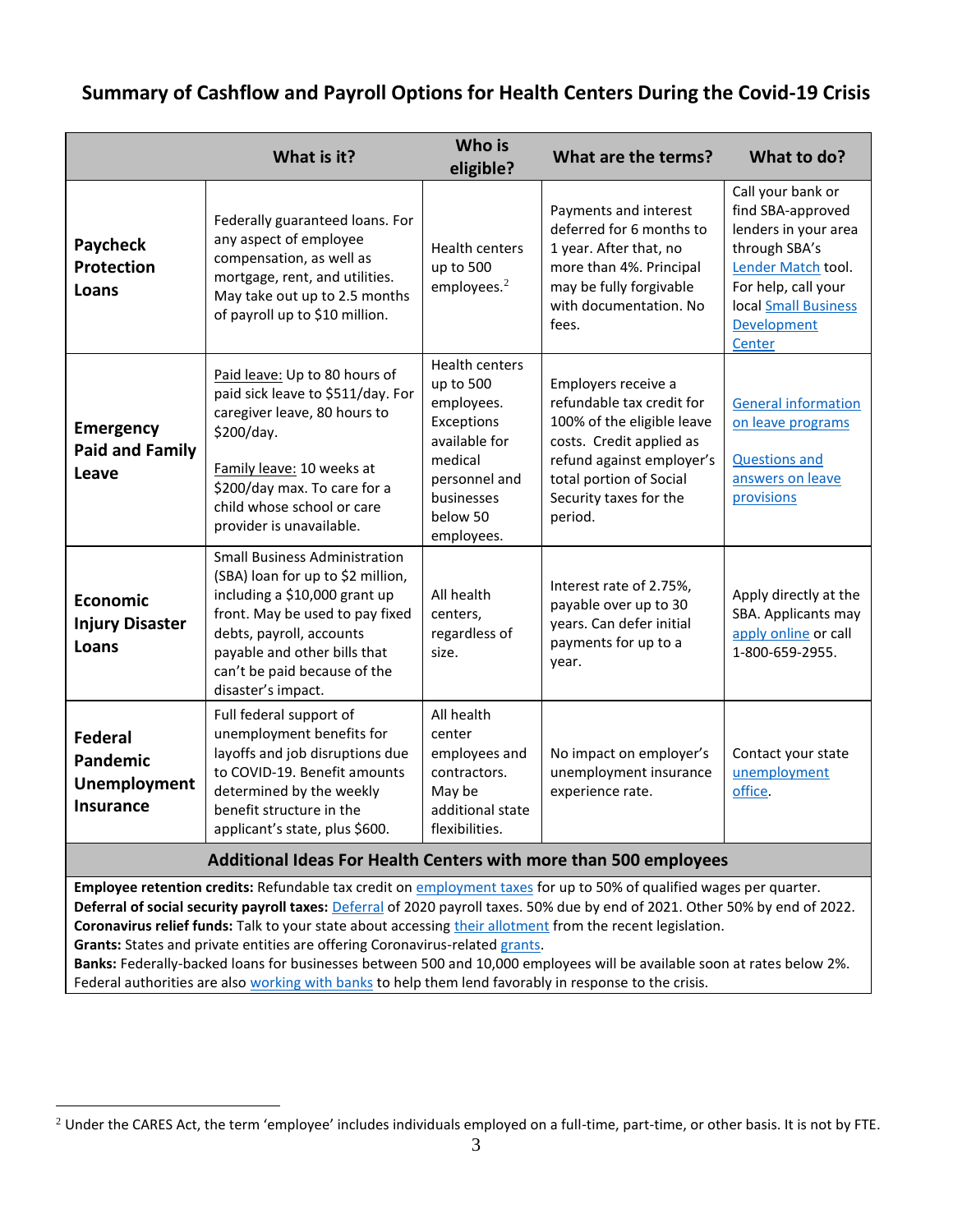# Summary of Cashflow and Payroll Options for Health Centers During the Covid-19 Crisis

| | What is it? | Who is eligible? | What are the terms? | What to do? |
|---|---|---|---|---|
| **Paycheck Protection Loans** | Federally guaranteed loans. For any aspect of employee compensation, as well as mortgage, rent, and utilities. May take out up to 2.5 months of payroll up to $10 million. | Health centers up to 500 employees.[2] | Payments and interest deferred for 6 months to 1 year. After that, no more than 4%. Principal may be fully forgivable with documentation. No fees. | Call your bank or find SBA-approved lenders in your area through SBA's Lender Match tool. For help, call your local Small Business Development Center |
| **Emergency Paid and Family Leave** | Paid leave: Up to 80 hours of paid sick leave to $511/day. For caregiver leave, 80 hours to $200/day.<br><br>Family leave: 10 weeks at $200/day max. To care for a child whose school or care provider is unavailable. | Health centers up to 500 employees. Exceptions available for medical personnel and businesses below 50 employees. | Employers receive a refundable tax credit for 100% of the eligible leave costs. Credit applied as refund against employer's total portion of Social Security taxes for the period. | General information on leave programs<br><br>Questions and answers on leave provisions |
| **Economic Injury Disaster Loans** | Small Business Administration (SBA) loan for up to $2 million, including a $10,000 grant up front. May be used to pay fixed debts, payroll, accounts payable and other bills that can't be paid because of the disaster's impact. | All health centers, regardless of size. | Interest rate of 2.75%, payable over up to 30 years. Can defer initial payments for up to a year. | Apply directly at the SBA. Applicants may apply online or call 1-800-659-2955. |
| **Federal Pandemic Unemployment Insurance** | Full federal support of unemployment benefits for layoffs and job disruptions due to COVID-19. Benefit amounts determined by the weekly benefit structure in the applicant's state, plus $600. | All health center employees and contractors. May be additional state flexibilities. | No impact on employer's unemployment insurance experience rate. | Contact your state unemployment office. |

**Additional Ideas For Health Centers with more than 500 employees**

**Employee retention credits:** Refundable tax credit on employment taxes for up to 50% of qualified wages per quarter.
**Deferral of social security payroll taxes:** Deferral of 2020 payroll taxes. 50% due by end of 2021. Other 50% by end of 2022.
**Coronavirus relief funds:** Talk to your state about accessing their allotment from the recent legislation.
**Grants:** States and private entities are offering Coronavirus-related grants.
**Banks:** Federally-backed loans for businesses between 500 and 10,000 employees will be available soon at rates below 2%. Federal authorities are also working with banks to help them lend favorably in response to the crisis.

[2] Under the CARES Act, the term 'employee' includes individuals employed on a full-time, part-time, or other basis. It is not by FTE.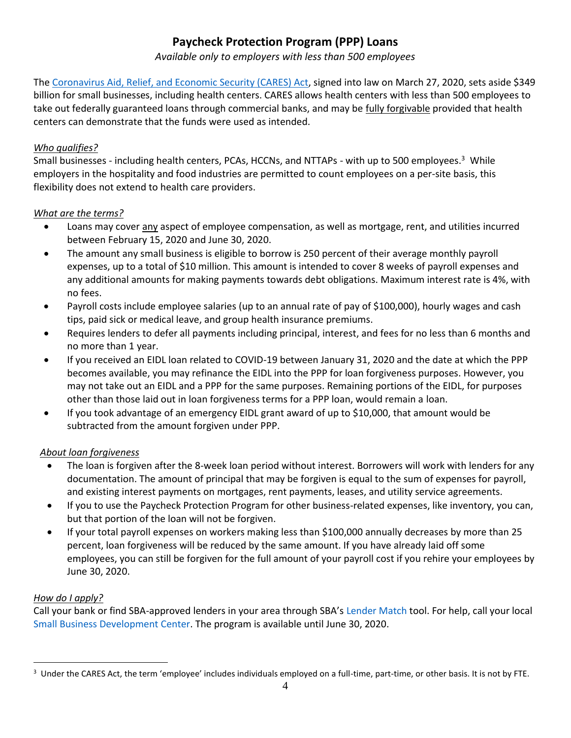# Paycheck Protection Program (PPP) Loans

*Available only to employers with less than 500 employees*

The Coronavirus Aid, Relief, and Economic Security (CARES) Act, signed into law on March 27, 2020, sets aside $349 billion for small businesses, including health centers. CARES allows health centers with less than 500 employees to take out federally guaranteed loans through commercial banks, and may be fully forgivable provided that health centers can demonstrate that the funds were used as intended.

*Who qualifies?*

Small businesses - including health centers, PCAs, HCCNs, and NTTAPs - with up to 500 employees.[3] While employers in the hospitality and food industries are permitted to count employees on a per-site basis, this flexibility does not extend to health care providers.

*What are the terms?*

- Loans may cover any aspect of employee compensation, as well as mortgage, rent, and utilities incurred between February 15, 2020 and June 30, 2020.
- The amount any small business is eligible to borrow is 250 percent of their average monthly payroll expenses, up to a total of $10 million. This amount is intended to cover 8 weeks of payroll expenses and any additional amounts for making payments towards debt obligations. Maximum interest rate is 4%, with no fees.
- Payroll costs include employee salaries (up to an annual rate of pay of $100,000), hourly wages and cash tips, paid sick or medical leave, and group health insurance premiums.
- Requires lenders to defer all payments including principal, interest, and fees for no less than 6 months and no more than 1 year.
- If you received an EIDL loan related to COVID-19 between January 31, 2020 and the date at which the PPP becomes available, you may refinance the EIDL into the PPP for loan forgiveness purposes. However, you may not take out an EIDL and a PPP for the same purposes. Remaining portions of the EIDL, for purposes other than those laid out in loan forgiveness terms for a PPP loan, would remain a loan.
- If you took advantage of an emergency EIDL grant award of up to $10,000, that amount would be subtracted from the amount forgiven under PPP.

*About loan forgiveness*

- The loan is forgiven after the 8-week loan period without interest. Borrowers will work with lenders for any documentation. The amount of principal that may be forgiven is equal to the sum of expenses for payroll, and existing interest payments on mortgages, rent payments, leases, and utility service agreements.
- If you to use the Paycheck Protection Program for other business-related expenses, like inventory, you can, but that portion of the loan will not be forgiven.
- If your total payroll expenses on workers making less than $100,000 annually decreases by more than 25 percent, loan forgiveness will be reduced by the same amount. If you have already laid off some employees, you can still be forgiven for the full amount of your payroll cost if you rehire your employees by June 30, 2020.

*How do I apply?*

Call your bank or find SBA-approved lenders in your area through SBA's Lender Match tool. For help, call your local Small Business Development Center. The program is available until June 30, 2020.

---

[3] Under the CARES Act, the term 'employee' includes individuals employed on a full-time, part-time, or other basis. It is not by FTE.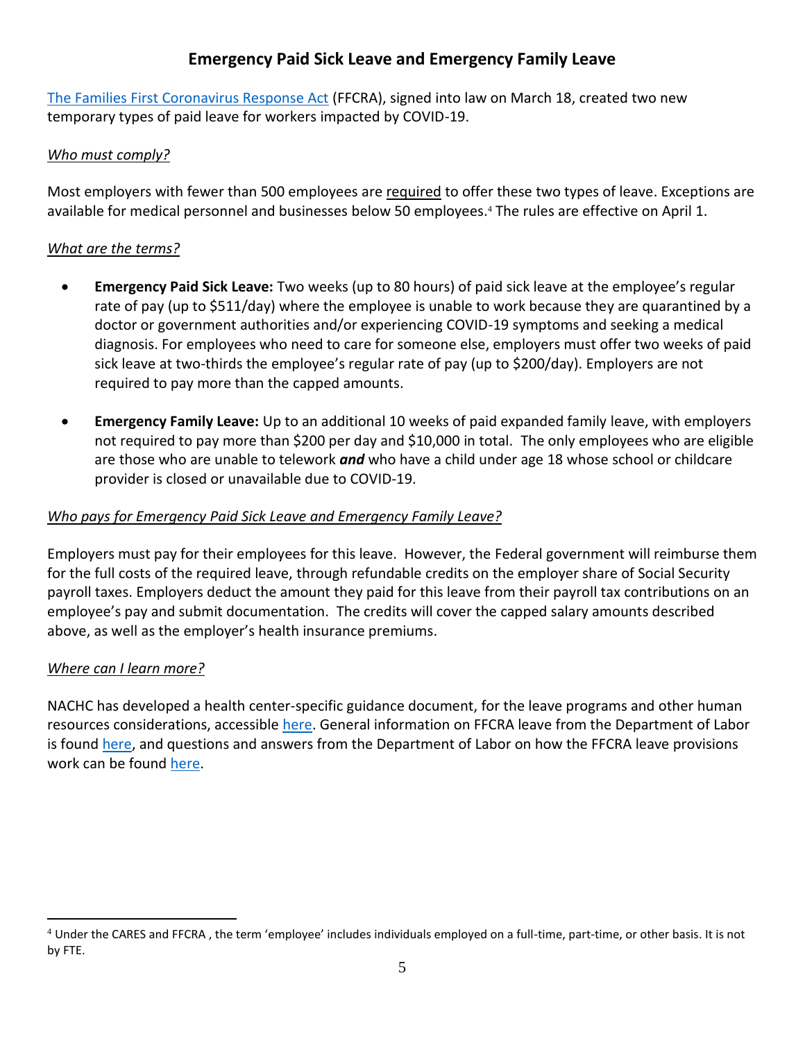## Emergency Paid Sick Leave and Emergency Family Leave

The Families First Coronavirus Response Act (FFCRA), signed into law on March 18, created two new temporary types of paid leave for workers impacted by COVID-19.

*Who must comply?*

Most employers with fewer than 500 employees are required to offer these two types of leave. Exceptions are available for medical personnel and businesses below 50 employees.[4] The rules are effective on April 1.

*What are the terms?*

- **Emergency Paid Sick Leave:** Two weeks (up to 80 hours) of paid sick leave at the employee's regular rate of pay (up to $511/day) where the employee is unable to work because they are quarantined by a doctor or government authorities and/or experiencing COVID-19 symptoms and seeking a medical diagnosis. For employees who need to care for someone else, employers must offer two weeks of paid sick leave at two-thirds the employee's regular rate of pay (up to $200/day). Employers are not required to pay more than the capped amounts.
- **Emergency Family Leave:** Up to an additional 10 weeks of paid expanded family leave, with employers not required to pay more than $200 per day and $10,000 in total. The only employees who are eligible are those who are unable to telework ***and*** who have a child under age 18 whose school or childcare provider is closed or unavailable due to COVID-19.

*Who pays for Emergency Paid Sick Leave and Emergency Family Leave?*

Employers must pay for their employees for this leave. However, the Federal government will reimburse them for the full costs of the required leave, through refundable credits on the employer share of Social Security payroll taxes. Employers deduct the amount they paid for this leave from their payroll tax contributions on an employee's pay and submit documentation. The credits will cover the capped salary amounts described above, as well as the employer's health insurance premiums.

*Where can I learn more?*

NACHC has developed a health center-specific guidance document, for the leave programs and other human resources considerations, accessible here. General information on FFCRA leave from the Department of Labor is found here, and questions and answers from the Department of Labor on how the FFCRA leave provisions work can be found here.

[4] Under the CARES and FFCRA , the term 'employee' includes individuals employed on a full-time, part-time, or other basis. It is not by FTE.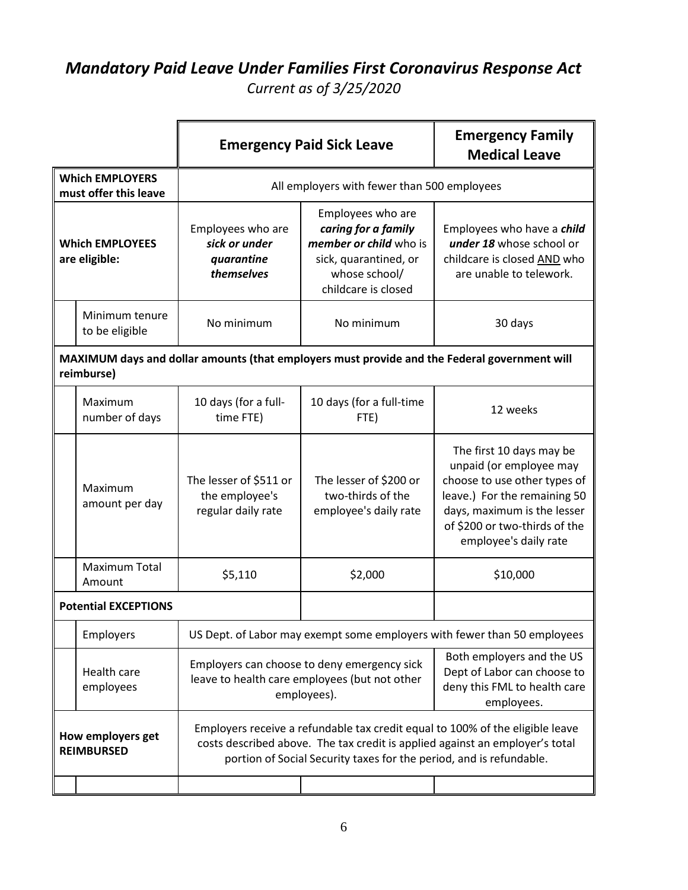# *Mandatory Paid Leave Under Families First Coronavirus Response Act*

*Current as of 3/25/2020*

| | | Emergency Paid Sick Leave | | Emergency Family Medical Leave |
|---|---|---|---|---|
| **Which EMPLOYERS must offer this leave** | | All employers with fewer than 500 employees | | |
| **Which EMPLOYEES are eligible:** | | Employees who are ***sick or under quarantine themselves*** | Employees who are ***caring for a family member or child*** who is sick, quarantined, or whose school/ childcare is closed | Employees who have a ***child under 18*** whose school or childcare is closed AND who are unable to telework. |
| | Minimum tenure to be eligible | No minimum | No minimum | 30 days |
| **MAXIMUM days and dollar amounts (that employers must provide and the Federal government will reimburse)** | | | | |
| | Maximum number of days | 10 days (for a full-time FTE) | 10 days (for a full-time FTE) | 12 weeks |
| | Maximum amount per day | The lesser of $511 or the employee's regular daily rate | The lesser of $200 or two-thirds of the employee's daily rate | The first 10 days may be unpaid (or employee may choose to use other types of leave.) For the remaining 50 days, maximum is the lesser of $200 or two-thirds of the employee's daily rate |
| | Maximum Total Amount | $5,110 | $2,000 | $10,000 |
| **Potential EXCEPTIONS** | | | | |
| | Employers | US Dept. of Labor may exempt some employers with fewer than 50 employees | | |
| | Health care employees | Employers can choose to deny emergency sick leave to health care employees (but not other employees). | | Both employers and the US Dept of Labor can choose to deny this FML to health care employees. |
| **How employers get REIMBURSED** | | Employers receive a refundable tax credit equal to 100% of the eligible leave costs described above. The tax credit is applied against an employer's total portion of Social Security taxes for the period, and is refundable. | | |
| | | | | |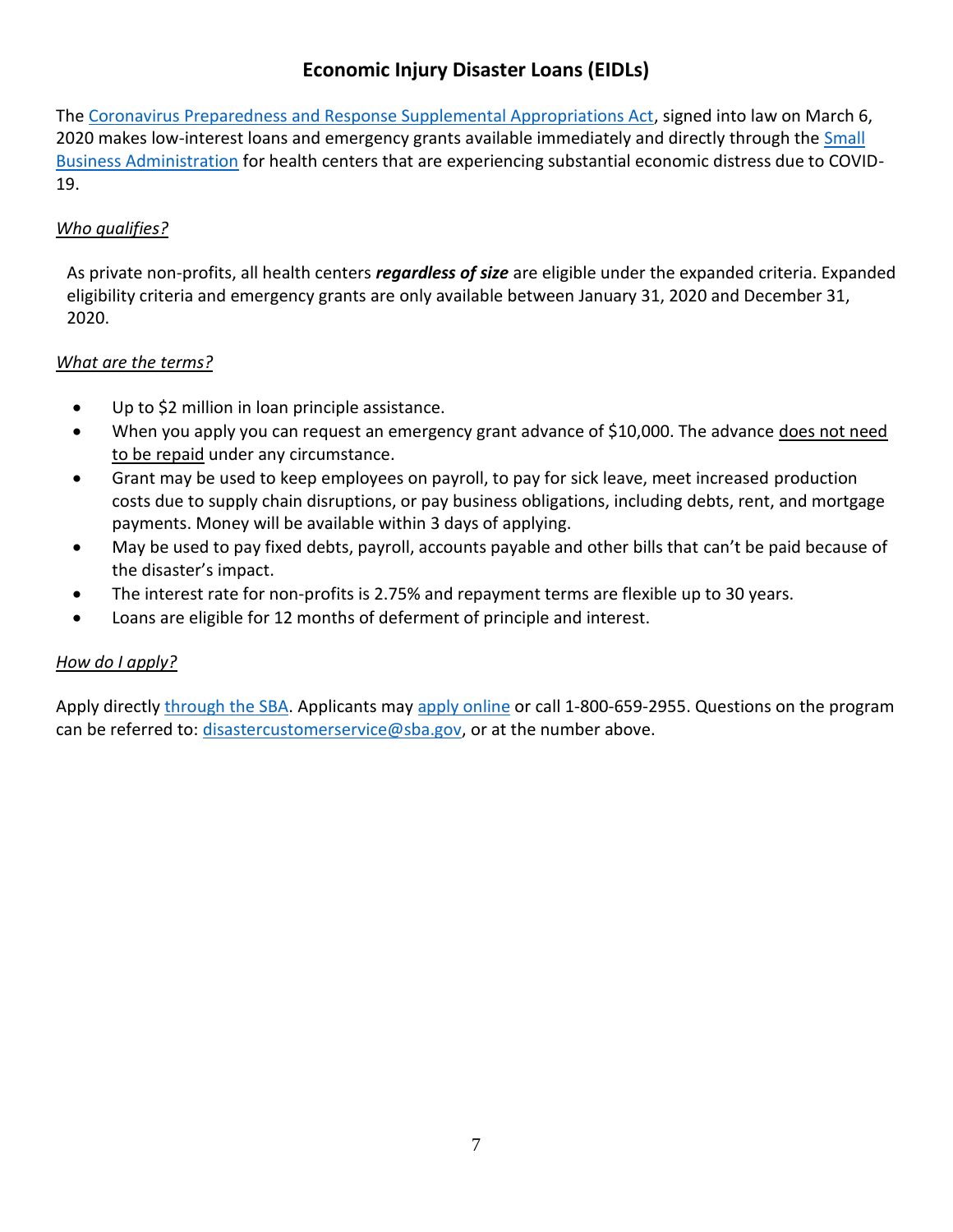## Economic Injury Disaster Loans (EIDLs)

The Coronavirus Preparedness and Response Supplemental Appropriations Act, signed into law on March 6, 2020 makes low-interest loans and emergency grants available immediately and directly through the Small Business Administration for health centers that are experiencing substantial economic distress due to COVID-19.

*Who qualifies?*

As private non-profits, all health centers ***regardless of size*** are eligible under the expanded criteria. Expanded eligibility criteria and emergency grants are only available between January 31, 2020 and December 31, 2020.

*What are the terms?*

- Up to $2 million in loan principle assistance.
- When you apply you can request an emergency grant advance of $10,000. The advance does not need to be repaid under any circumstance.
- Grant may be used to keep employees on payroll, to pay for sick leave, meet increased production costs due to supply chain disruptions, or pay business obligations, including debts, rent, and mortgage payments. Money will be available within 3 days of applying.
- May be used to pay fixed debts, payroll, accounts payable and other bills that can't be paid because of the disaster's impact.
- The interest rate for non-profits is 2.75% and repayment terms are flexible up to 30 years.
- Loans are eligible for 12 months of deferment of principle and interest.

*How do I apply?*

Apply directly through the SBA. Applicants may apply online or call 1-800-659-2955. Questions on the program can be referred to: disastercustomerservice@sba.gov, or at the number above.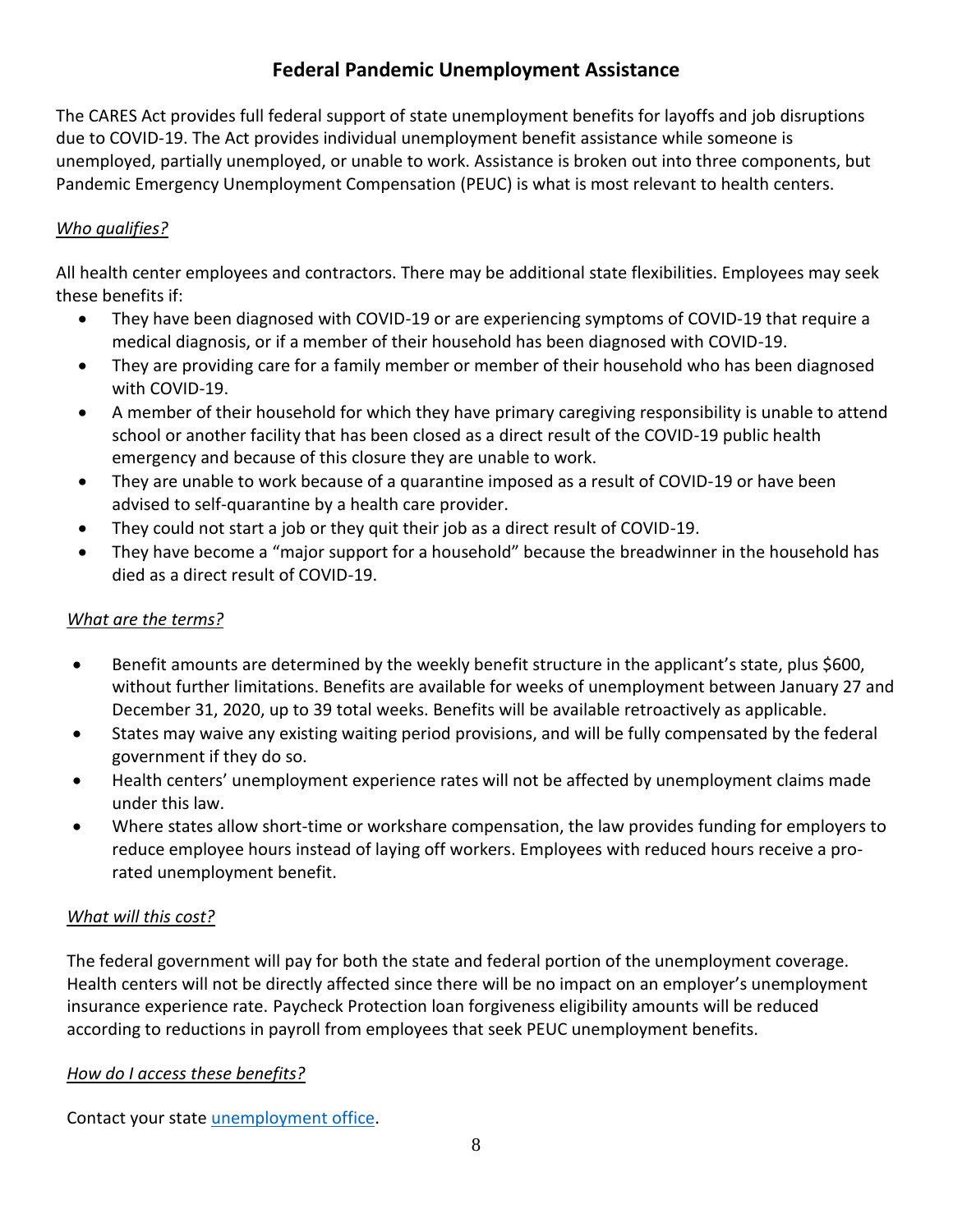# Federal Pandemic Unemployment Assistance

The CARES Act provides full federal support of state unemployment benefits for layoffs and job disruptions due to COVID-19. The Act provides individual unemployment benefit assistance while someone is unemployed, partially unemployed, or unable to work. Assistance is broken out into three components, but Pandemic Emergency Unemployment Compensation (PEUC) is what is most relevant to health centers.

*Who qualifies?*

All health center employees and contractors. There may be additional state flexibilities. Employees may seek these benefits if:

- They have been diagnosed with COVID-19 or are experiencing symptoms of COVID-19 that require a medical diagnosis, or if a member of their household has been diagnosed with COVID-19.
- They are providing care for a family member or member of their household who has been diagnosed with COVID-19.
- A member of their household for which they have primary caregiving responsibility is unable to attend school or another facility that has been closed as a direct result of the COVID-19 public health emergency and because of this closure they are unable to work.
- They are unable to work because of a quarantine imposed as a result of COVID-19 or have been advised to self-quarantine by a health care provider.
- They could not start a job or they quit their job as a direct result of COVID-19.
- They have become a "major support for a household" because the breadwinner in the household has died as a direct result of COVID-19.

*What are the terms?*

- Benefit amounts are determined by the weekly benefit structure in the applicant's state, plus $600, without further limitations. Benefits are available for weeks of unemployment between January 27 and December 31, 2020, up to 39 total weeks. Benefits will be available retroactively as applicable.
- States may waive any existing waiting period provisions, and will be fully compensated by the federal government if they do so.
- Health centers' unemployment experience rates will not be affected by unemployment claims made under this law.
- Where states allow short-time or workshare compensation, the law provides funding for employers to reduce employee hours instead of laying off workers. Employees with reduced hours receive a pro-rated unemployment benefit.

*What will this cost?*

The federal government will pay for both the state and federal portion of the unemployment coverage. Health centers will not be directly affected since there will be no impact on an employer's unemployment insurance experience rate. Paycheck Protection loan forgiveness eligibility amounts will be reduced according to reductions in payroll from employees that seek PEUC unemployment benefits.

*How do I access these benefits?*

Contact your state unemployment office.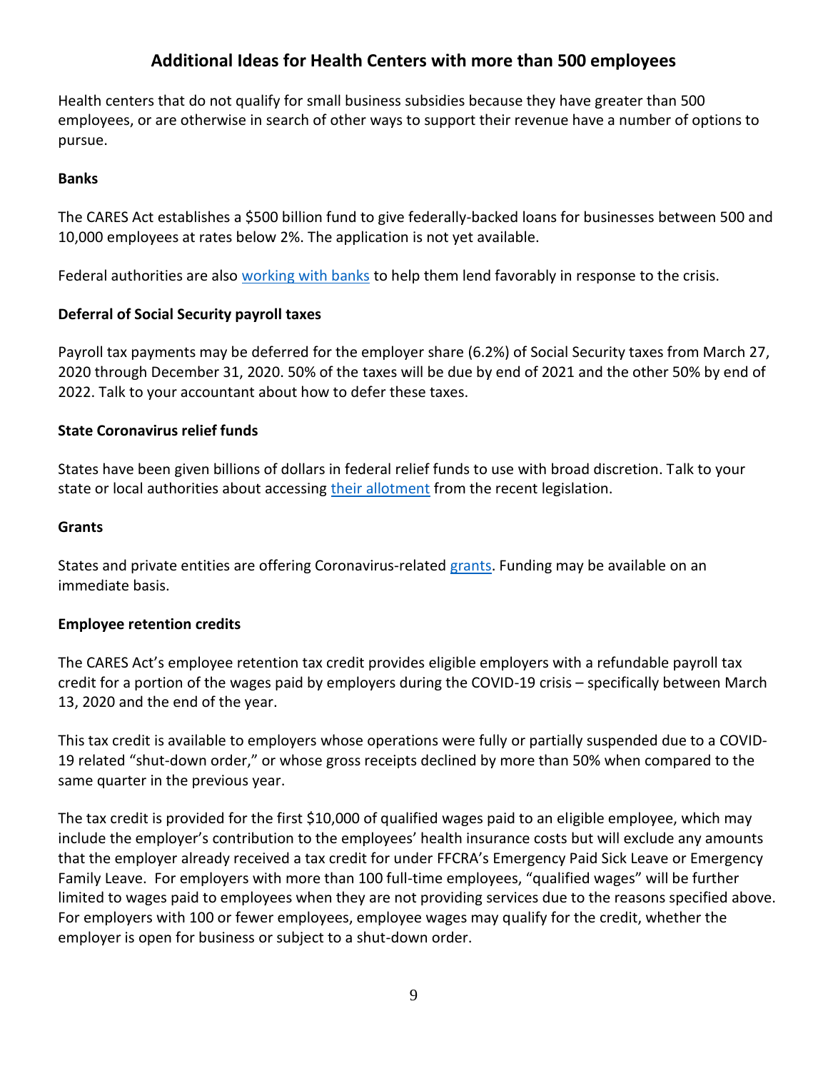## Additional Ideas for Health Centers with more than 500 employees

Health centers that do not qualify for small business subsidies because they have greater than 500 employees, or are otherwise in search of other ways to support their revenue have a number of options to pursue.

**Banks**

The CARES Act establishes a $500 billion fund to give federally-backed loans for businesses between 500 and 10,000 employees at rates below 2%. The application is not yet available.

Federal authorities are also working with banks to help them lend favorably in response to the crisis.

**Deferral of Social Security payroll taxes**

Payroll tax payments may be deferred for the employer share (6.2%) of Social Security taxes from March 27, 2020 through December 31, 2020. 50% of the taxes will be due by end of 2021 and the other 50% by end of 2022. Talk to your accountant about how to defer these taxes.

**State Coronavirus relief funds**

States have been given billions of dollars in federal relief funds to use with broad discretion. Talk to your state or local authorities about accessing their allotment from the recent legislation.

**Grants**

States and private entities are offering Coronavirus-related grants. Funding may be available on an immediate basis.

**Employee retention credits**

The CARES Act's employee retention tax credit provides eligible employers with a refundable payroll tax credit for a portion of the wages paid by employers during the COVID-19 crisis – specifically between March 13, 2020 and the end of the year.

This tax credit is available to employers whose operations were fully or partially suspended due to a COVID-19 related "shut-down order," or whose gross receipts declined by more than 50% when compared to the same quarter in the previous year.

The tax credit is provided for the first $10,000 of qualified wages paid to an eligible employee, which may include the employer's contribution to the employees' health insurance costs but will exclude any amounts that the employer already received a tax credit for under FFCRA's Emergency Paid Sick Leave or Emergency Family Leave. For employers with more than 100 full-time employees, "qualified wages" will be further limited to wages paid to employees when they are not providing services due to the reasons specified above. For employers with 100 or fewer employees, employee wages may qualify for the credit, whether the employer is open for business or subject to a shut-down order.